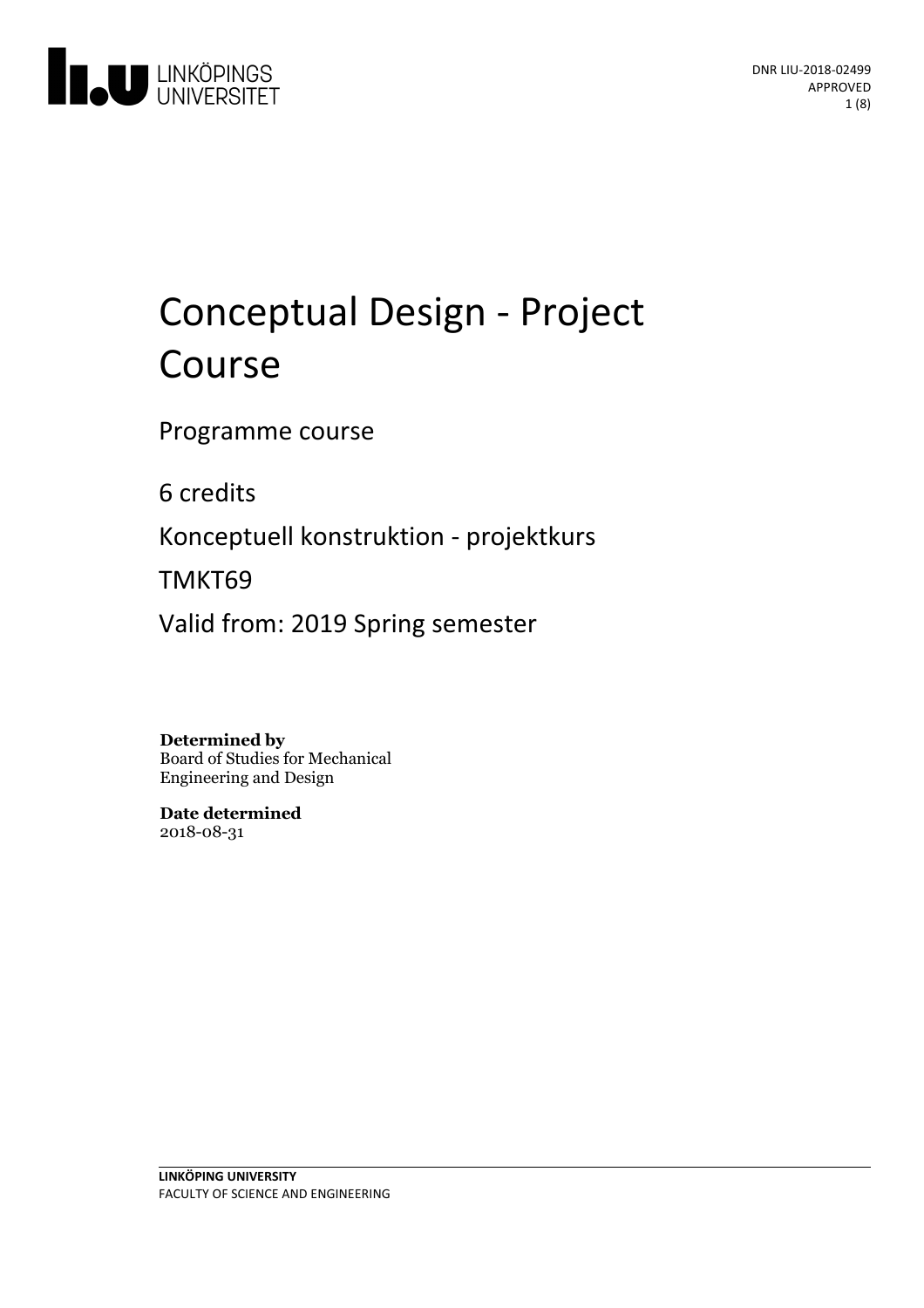DNR LIU-2018-02499
APPROVED

# Conceptual Design - Project Course

Programme course

6 credits

Konceptuell konstruktion - projektkurs

TMKT69

Valid from: 2019 Spring semester

**Determined by**
Board of Studies for Mechanical Engineering and Design

**Date determined**
2018-08-31

**LINKÖPING UNIVERSITY**
FACULTY OF SCIENCE AND ENGINEERING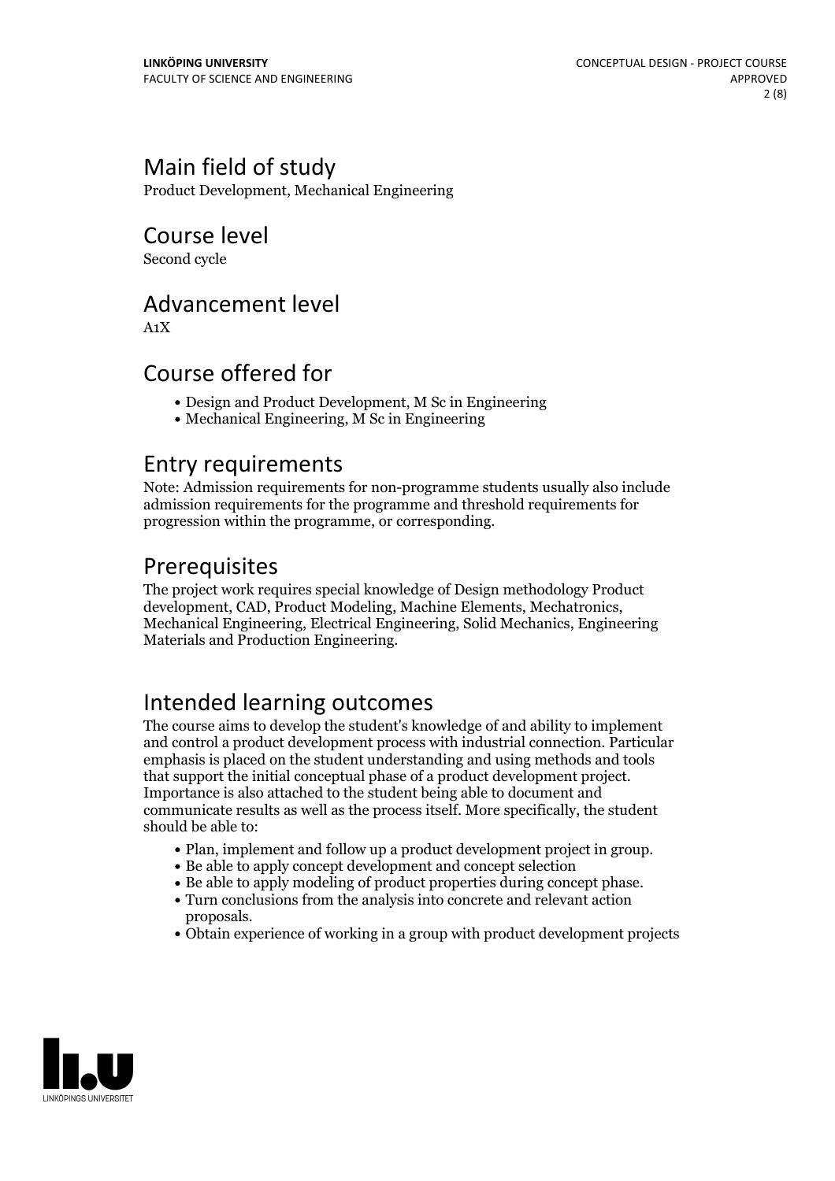## Main field of study

Product Development, Mechanical Engineering

## Course level

Second cycle

## Advancement level

A1X

## Course offered for

- Design and Product Development, M Sc in Engineering
- Mechanical Engineering, M Sc in Engineering

## Entry requirements

Note: Admission requirements for non-programme students usually also include admission requirements for the programme and threshold requirements for progression within the programme, or corresponding.

## Prerequisites

The project work requires special knowledge of Design methodology Product development, CAD, Product Modeling, Machine Elements, Mechatronics, Mechanical Engineering, Electrical Engineering, Solid Mechanics, Engineering Materials and Production Engineering.

## Intended learning outcomes

The course aims to develop the student's knowledge of and ability to implement and control a product development process with industrial connection. Particular emphasis is placed on the student understanding and using methods and tools that support the initial conceptual phase of a product development project. Importance is also attached to the student being able to document and communicate results as well as the process itself. More specifically, the student should be able to:

- Plan, implement and follow up a product development project in group.
- Be able to apply concept development and concept selection
- Be able to apply modeling of product properties during concept phase.
- Turn conclusions from the analysis into concrete and relevant action proposals.
- Obtain experience of working in a group with product development projects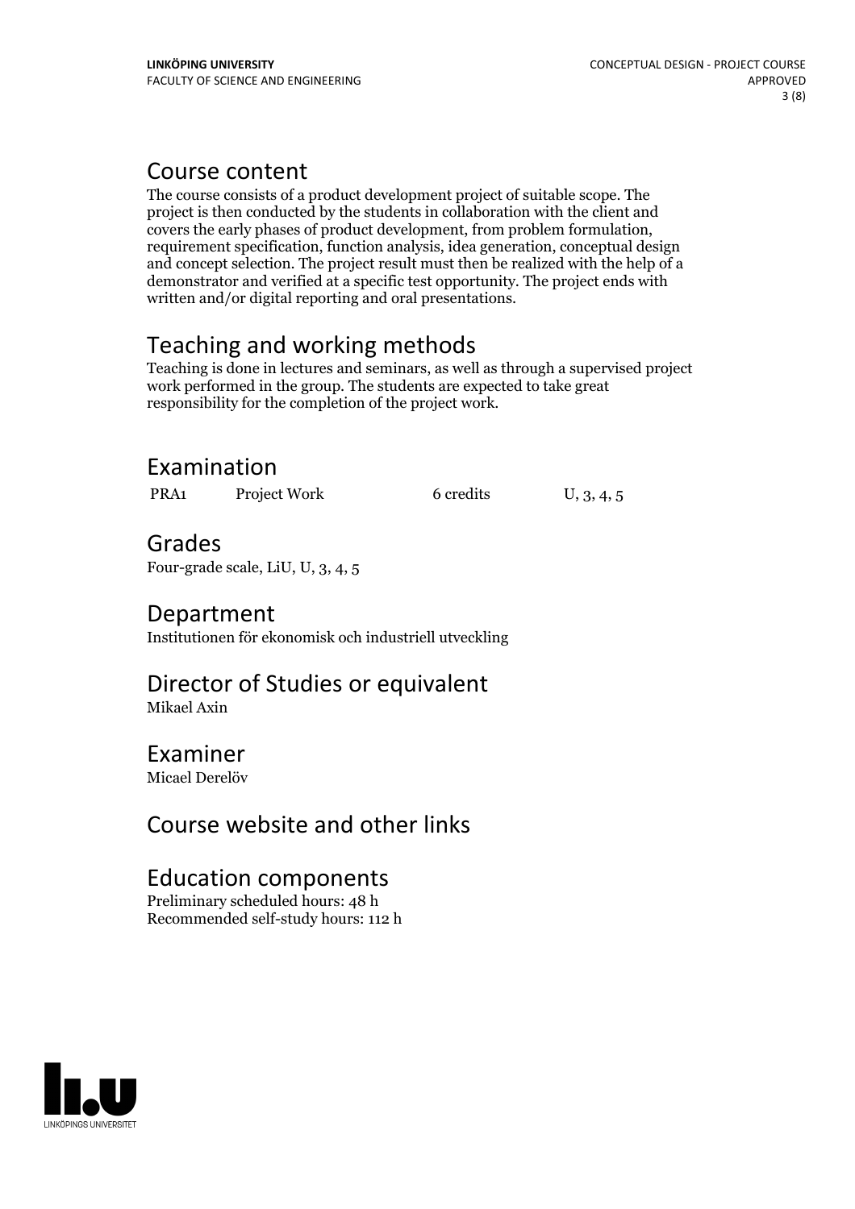## Course content

The course consists of a product development project of suitable scope. The project is then conducted by the students in collaboration with the client and covers the early phases of product development, from problem formulation, requirement specification, function analysis, idea generation, conceptual design and concept selection. The project result must then be realized with the help of a demonstrator and verified at a specific test opportunity. The project ends with written and/or digital reporting and oral presentations.

## Teaching and working methods

Teaching is done in lectures and seminars, as well as through a supervised project work performed in the group. The students are expected to take great responsibility for the completion of the project work.

## Examination

| | | | |
|---|---|---|---|
| PRA1 | Project Work | 6 credits | U, 3, 4, 5 |

## Grades

Four-grade scale, LiU, U, 3, 4, 5

## Department

Institutionen för ekonomisk och industriell utveckling

## Director of Studies or equivalent

Mikael Axin

## Examiner

Micael Derelöv

## Course website and other links

## Education components

Preliminary scheduled hours: 48 h
Recommended self-study hours: 112 h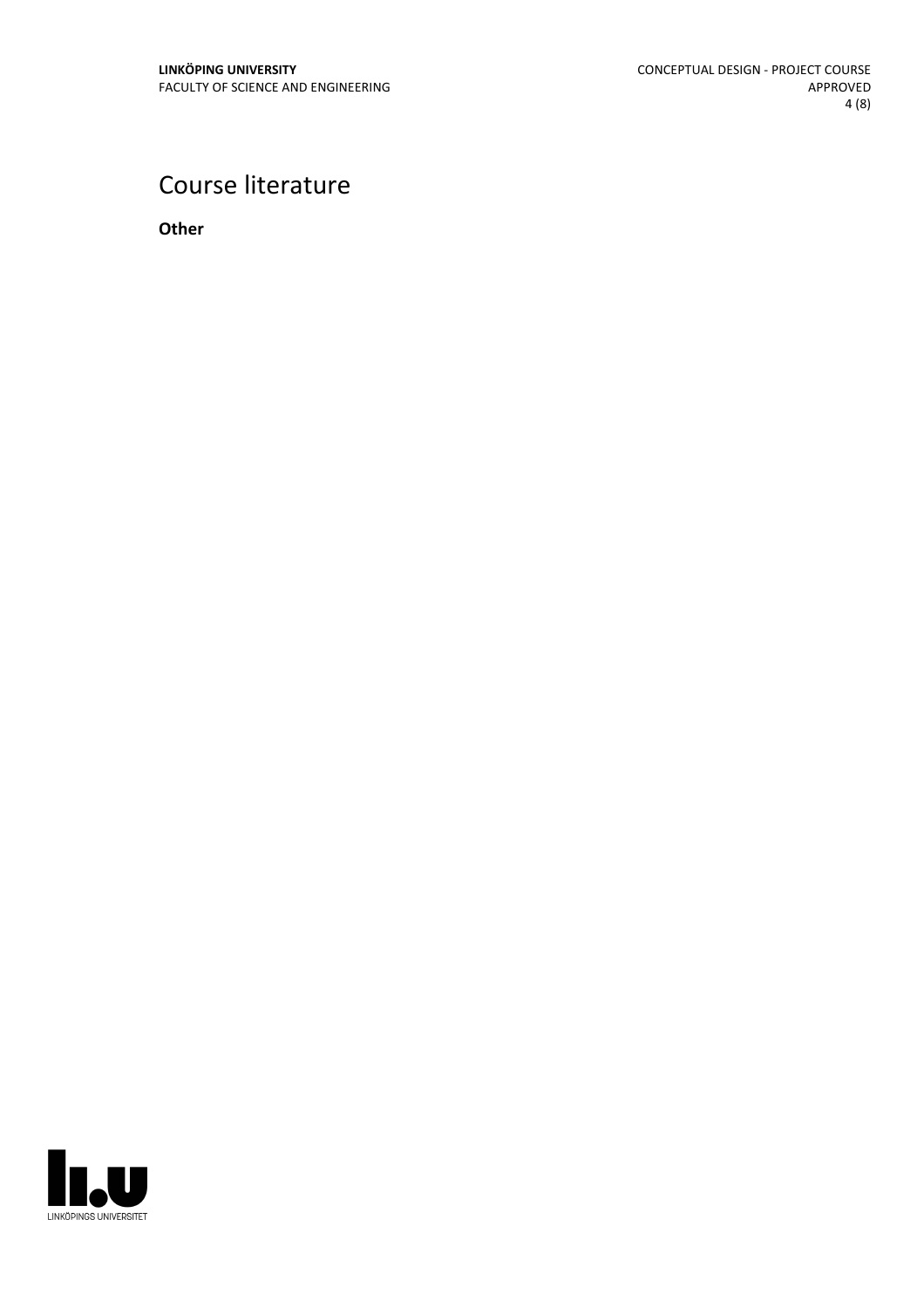# Course literature

**Other**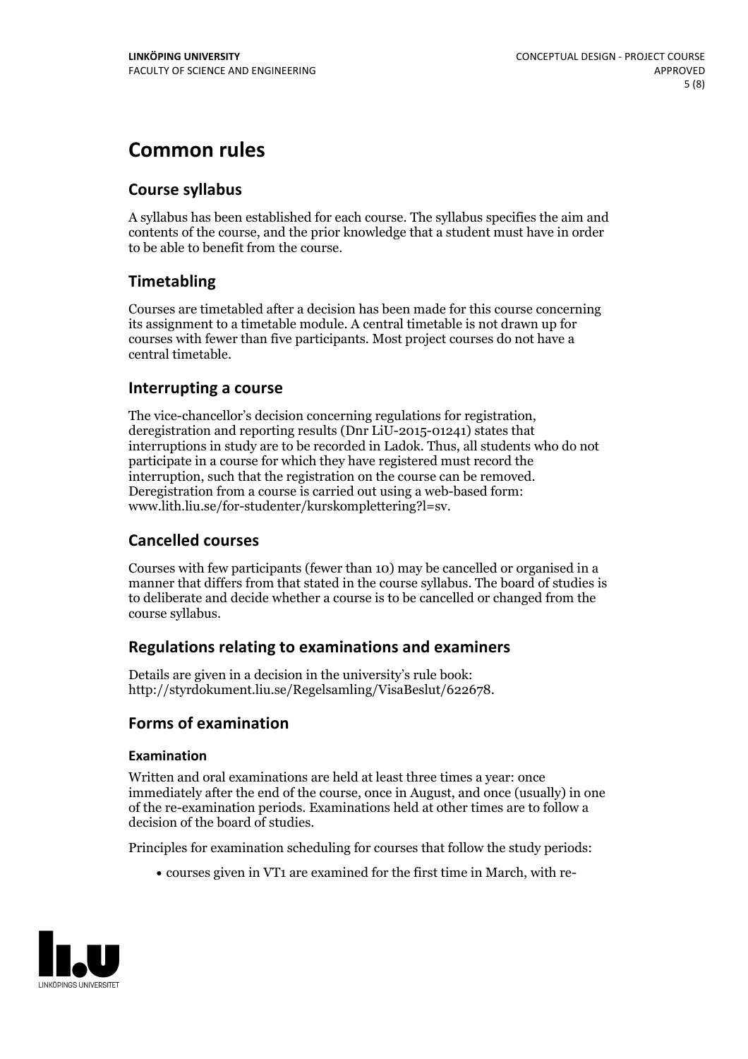# Common rules

## Course syllabus

A syllabus has been established for each course. The syllabus specifies the aim and contents of the course, and the prior knowledge that a student must have in order to be able to benefit from the course.

## Timetabling

Courses are timetabled after a decision has been made for this course concerning its assignment to a timetable module. A central timetable is not drawn up for courses with fewer than five participants. Most project courses do not have a central timetable.

## Interrupting a course

The vice-chancellor's decision concerning regulations for registration, deregistration and reporting results (Dnr LiU-2015-01241) states that interruptions in study are to be recorded in Ladok. Thus, all students who do not participate in a course for which they have registered must record the interruption, such that the registration on the course can be removed. Deregistration from a course is carried out using a web-based form: www.lith.liu.se/for-studenter/kurskomplettering?l=sv.

## Cancelled courses

Courses with few participants (fewer than 10) may be cancelled or organised in a manner that differs from that stated in the course syllabus. The board of studies is to deliberate and decide whether a course is to be cancelled or changed from the course syllabus.

## Regulations relating to examinations and examiners

Details are given in a decision in the university's rule book: http://styrdokument.liu.se/Regelsamling/VisaBeslut/622678.

## Forms of examination

### Examination

Written and oral examinations are held at least three times a year: once immediately after the end of the course, once in August, and once (usually) in one of the re-examination periods. Examinations held at other times are to follow a decision of the board of studies.

Principles for examination scheduling for courses that follow the study periods:

- courses given in VT1 are examined for the first time in March, with re-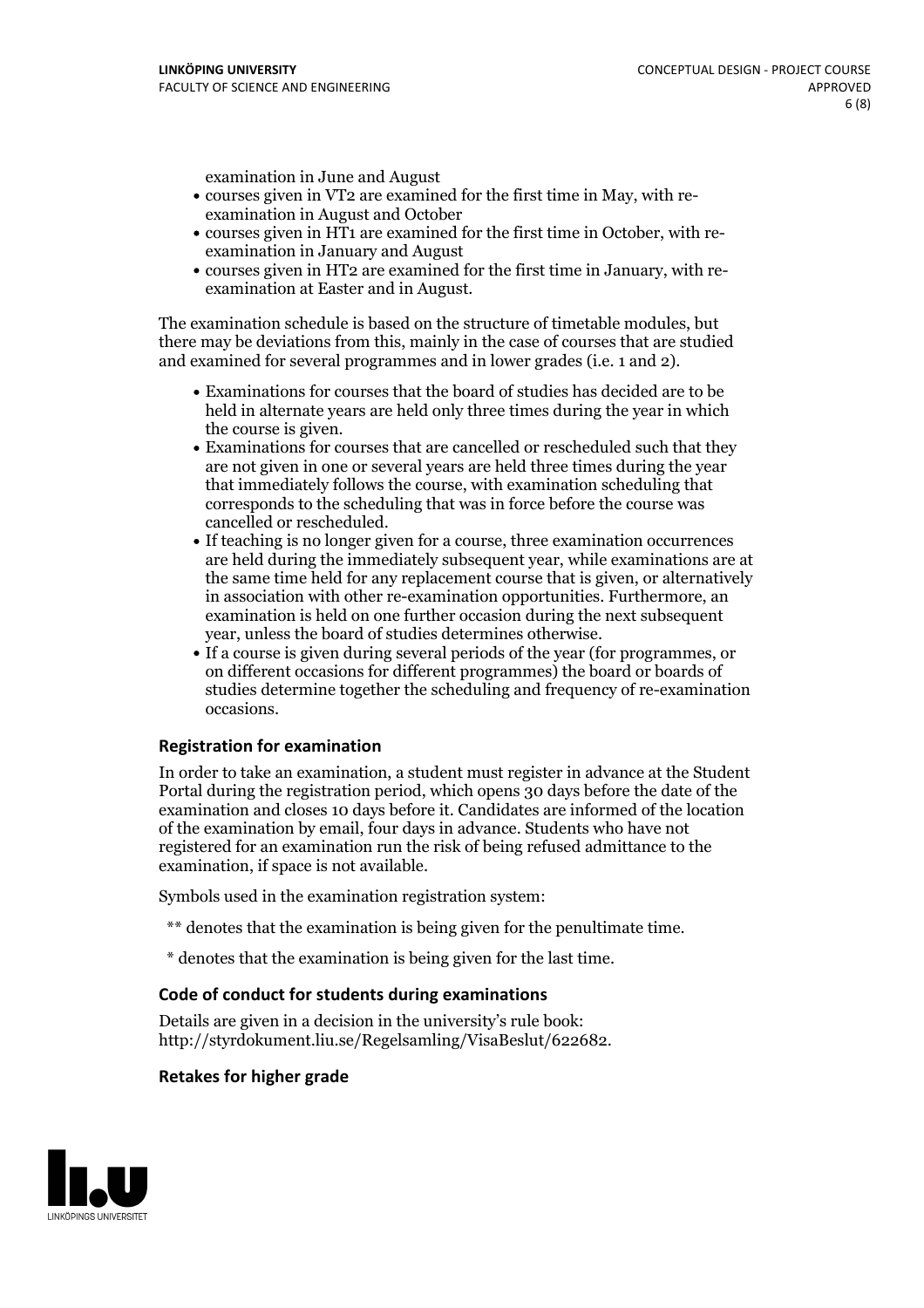examination in June and August

- courses given in VT2 are examined for the first time in May, with re-examination in August and October
- courses given in HT1 are examined for the first time in October, with re-examination in January and August
- courses given in HT2 are examined for the first time in January, with re-examination at Easter and in August.

The examination schedule is based on the structure of timetable modules, but there may be deviations from this, mainly in the case of courses that are studied and examined for several programmes and in lower grades (i.e. 1 and 2).

- Examinations for courses that the board of studies has decided are to be held in alternate years are held only three times during the year in which the course is given.
- Examinations for courses that are cancelled or rescheduled such that they are not given in one or several years are held three times during the year that immediately follows the course, with examination scheduling that corresponds to the scheduling that was in force before the course was cancelled or rescheduled.
- If teaching is no longer given for a course, three examination occurrences are held during the immediately subsequent year, while examinations are at the same time held for any replacement course that is given, or alternatively in association with other re-examination opportunities. Furthermore, an examination is held on one further occasion during the next subsequent year, unless the board of studies determines otherwise.
- If a course is given during several periods of the year (for programmes, or on different occasions for different programmes) the board or boards of studies determine together the scheduling and frequency of re-examination occasions.

### Registration for examination

In order to take an examination, a student must register in advance at the Student Portal during the registration period, which opens 30 days before the date of the examination and closes 10 days before it. Candidates are informed of the location of the examination by email, four days in advance. Students who have not registered for an examination run the risk of being refused admittance to the examination, if space is not available.

Symbols used in the examination registration system:

** denotes that the examination is being given for the penultimate time.

* denotes that the examination is being given for the last time.

### Code of conduct for students during examinations

Details are given in a decision in the university's rule book: http://styrdokument.liu.se/Regelsamling/VisaBeslut/622682.

### Retakes for higher grade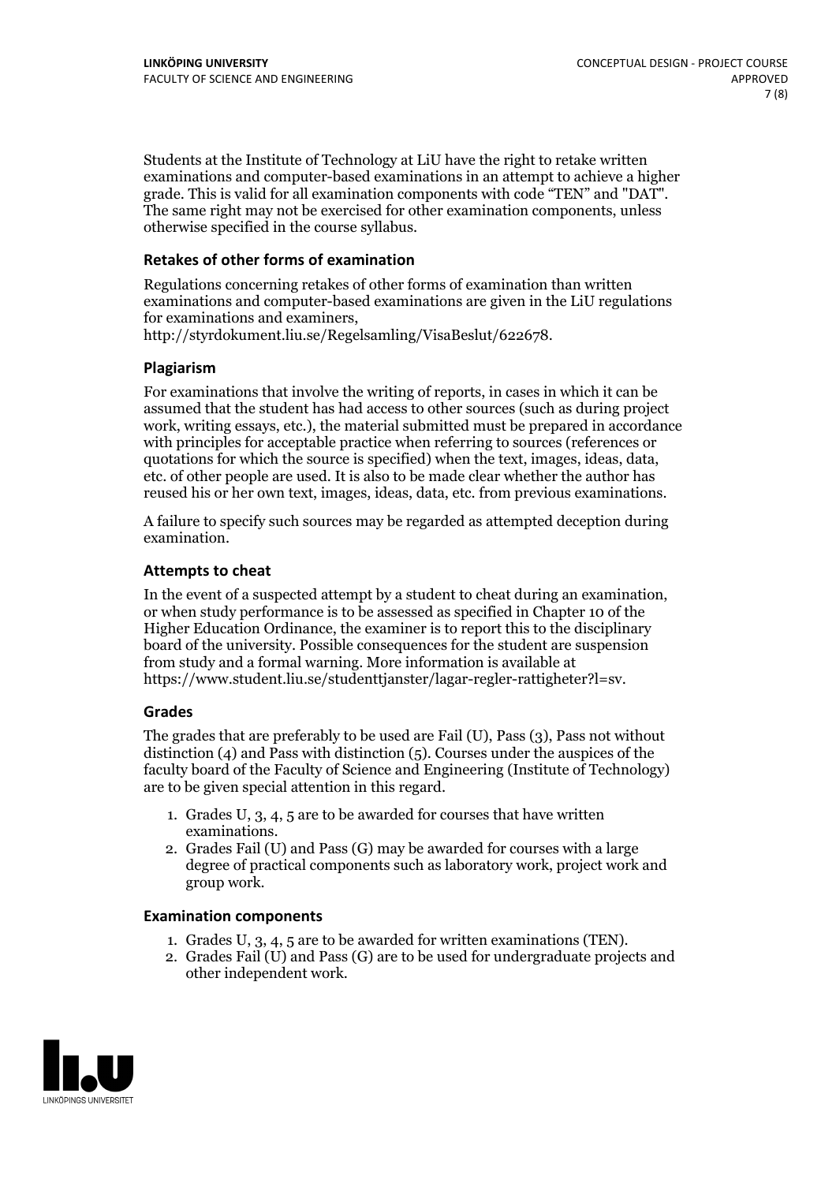Students at the Institute of Technology at LiU have the right to retake written examinations and computer-based examinations in an attempt to achieve a higher grade. This is valid for all examination components with code "TEN" and "DAT". The same right may not be exercised for other examination components, unless otherwise specified in the course syllabus.

### Retakes of other forms of examination

Regulations concerning retakes of other forms of examination than written examinations and computer-based examinations are given in the LiU regulations for examinations and examiners, http://styrdokument.liu.se/Regelsamling/VisaBeslut/622678.

### Plagiarism

For examinations that involve the writing of reports, in cases in which it can be assumed that the student has had access to other sources (such as during project work, writing essays, etc.), the material submitted must be prepared in accordance with principles for acceptable practice when referring to sources (references or quotations for which the source is specified) when the text, images, ideas, data, etc. of other people are used. It is also to be made clear whether the author has reused his or her own text, images, ideas, data, etc. from previous examinations.

A failure to specify such sources may be regarded as attempted deception during examination.

### Attempts to cheat

In the event of a suspected attempt by a student to cheat during an examination, or when study performance is to be assessed as specified in Chapter 10 of the Higher Education Ordinance, the examiner is to report this to the disciplinary board of the university. Possible consequences for the student are suspension from study and a formal warning. More information is available at https://www.student.liu.se/studenttjanster/lagar-regler-rattigheter?l=sv.

### Grades

The grades that are preferably to be used are Fail (U), Pass (3), Pass not without distinction (4) and Pass with distinction (5). Courses under the auspices of the faculty board of the Faculty of Science and Engineering (Institute of Technology) are to be given special attention in this regard.

1. Grades U, 3, 4, 5 are to be awarded for courses that have written examinations.
2. Grades Fail (U) and Pass (G) may be awarded for courses with a large degree of practical components such as laboratory work, project work and group work.

### Examination components

1. Grades U, 3, 4, 5 are to be awarded for written examinations (TEN).
2. Grades Fail (U) and Pass (G) are to be used for undergraduate projects and other independent work.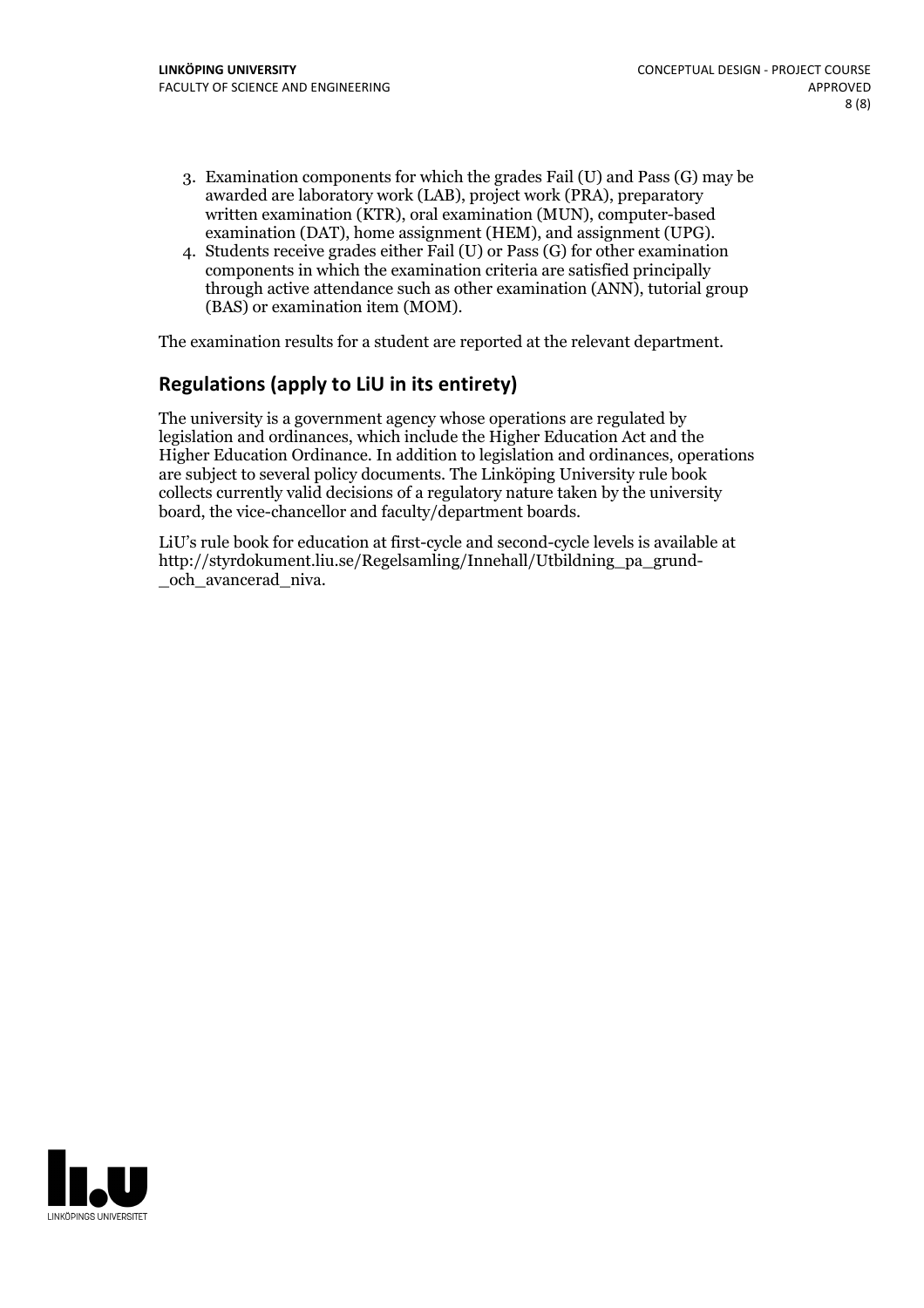3. Examination components for which the grades Fail (U) and Pass (G) may be awarded are laboratory work (LAB), project work (PRA), preparatory written examination (KTR), oral examination (MUN), computer-based examination (DAT), home assignment (HEM), and assignment (UPG).
4. Students receive grades either Fail (U) or Pass (G) for other examination components in which the examination criteria are satisfied principally through active attendance such as other examination (ANN), tutorial group (BAS) or examination item (MOM).

The examination results for a student are reported at the relevant department.

## Regulations (apply to LiU in its entirety)

The university is a government agency whose operations are regulated by legislation and ordinances, which include the Higher Education Act and the Higher Education Ordinance. In addition to legislation and ordinances, operations are subject to several policy documents. The Linköping University rule book collects currently valid decisions of a regulatory nature taken by the university board, the vice-chancellor and faculty/department boards.

LiU's rule book for education at first-cycle and second-cycle levels is available at http://styrdokument.liu.se/Regelsamling/Innehall/Utbildning_pa_grund-_och_avancerad_niva.